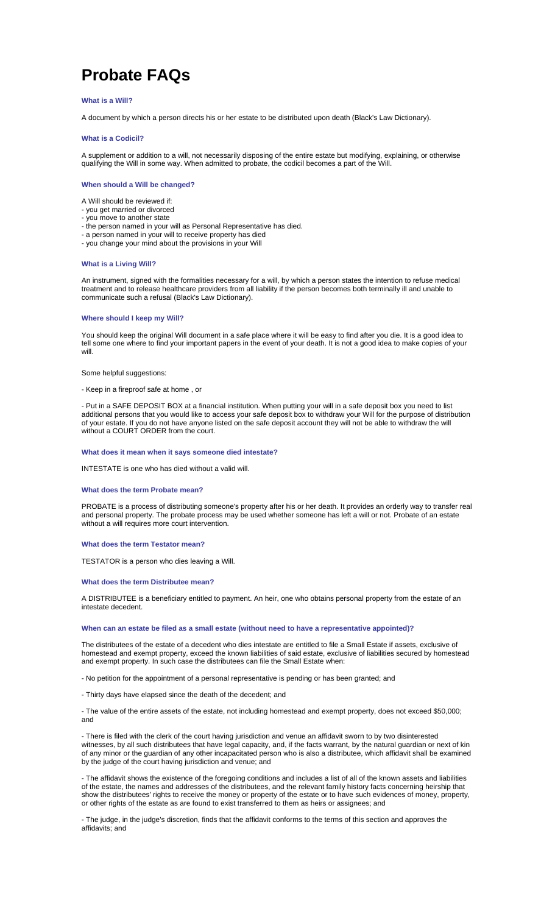# Probate FAQs

### What is a Will?

A document by which a person directs his or her estate to be distributed upon death (Black's Law Dictionary).

### What is a Codicil?

A supplement or addition to a will, not necessarily disposing of the entire estate but modifying, explaining, or otherwise qualifying the Will in some way. When admitted to probate, the codicil becomes a part of the Will.

### When should a Will be changed?

A Will should be reviewed if:
- you get married or divorced
- you move to another state
- the person named in your will as Personal Representative has died.
- a person named in your will to receive property has died
- you change your mind about the provisions in your Will

### What is a Living Will?

An instrument, signed with the formalities necessary for a will, by which a person states the intention to refuse medical treatment and to release healthcare providers from all liability if the person becomes both terminally ill and unable to communicate such a refusal (Black's Law Dictionary).

### Where should I keep my Will?

You should keep the original Will document in a safe place where it will be easy to find after you die. It is a good idea to tell some one where to find your important papers in the event of your death. It is not a good idea to make copies of your will.

Some helpful suggestions:

- Keep in a fireproof safe at home , or

- Put in a SAFE DEPOSIT BOX at a financial institution. When putting your will in a safe deposit box you need to list additional persons that you would like to access your safe deposit box to withdraw your Will for the purpose of distribution of your estate. If you do not have anyone listed on the safe deposit account they will not be able to withdraw the will without a COURT ORDER from the court.

### What does it mean when it says someone died intestate?

INTESTATE is one who has died without a valid will.

### What does the term Probate mean?

PROBATE is a process of distributing someone's property after his or her death. It provides an orderly way to transfer real and personal property. The probate process may be used whether someone has left a will or not. Probate of an estate without a will requires more court intervention.

### What does the term Testator mean?

TESTATOR is a person who dies leaving a Will.

### What does the term Distributee mean?

A DISTRIBUTEE is a beneficiary entitled to payment. An heir, one who obtains personal property from the estate of an intestate decedent.

### When can an estate be filed as a small estate (without need to have a representative appointed)?

The distributees of the estate of a decedent who dies intestate are entitled to file a Small Estate if assets, exclusive of homestead and exempt property, exceed the known liabilities of said estate, exclusive of liabilities secured by homestead and exempt property. In such case the distributees can file the Small Estate when:

- No petition for the appointment of a personal representative is pending or has been granted; and

- Thirty days have elapsed since the death of the decedent; and

- The value of the entire assets of the estate, not including homestead and exempt property, does not exceed $50,000; and

- There is filed with the clerk of the court having jurisdiction and venue an affidavit sworn to by two disinterested witnesses, by all such distributees that have legal capacity, and, if the facts warrant, by the natural guardian or next of kin of any minor or the guardian of any other incapacitated person who is also a distributee, which affidavit shall be examined by the judge of the court having jurisdiction and venue; and

- The affidavit shows the existence of the foregoing conditions and includes a list of all of the known assets and liabilities of the estate, the names and addresses of the distributees, and the relevant family history facts concerning heirship that show the distributees' rights to receive the money or property of the estate or to have such evidences of money, property, or other rights of the estate as are found to exist transferred to them as heirs or assignees; and

- The judge, in the judge's discretion, finds that the affidavit conforms to the terms of this section and approves the affidavits; and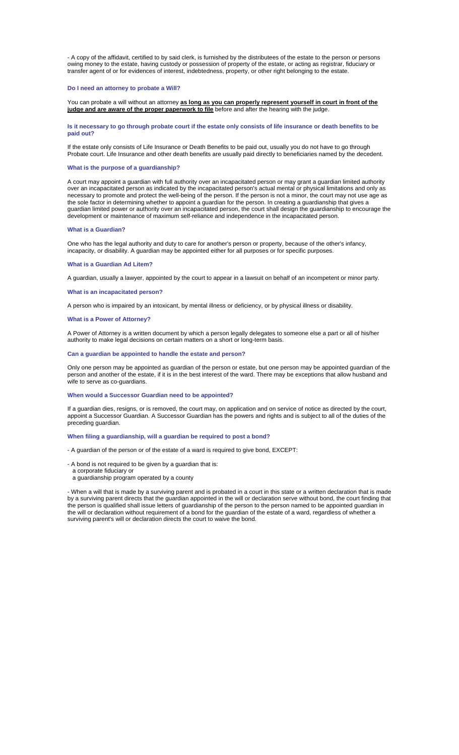- A copy of the affidavit, certified to by said clerk, is furnished by the distributees of the estate to the person or persons owing money to the estate, having custody or possession of property of the estate, or acting as registrar, fiduciary or transfer agent of or for evidences of interest, indebtedness, property, or other right belonging to the estate.

### Do I need an attorney to probate a Will?

You can probate a will without an attorney **as long as you can properly represent yourself in court in front of the judge and are aware of the proper paperwork to file** before and after the hearing with the judge.

### Is it necessary to go through probate court if the estate only consists of life insurance or death benefits to be paid out?

If the estate only consists of Life Insurance or Death Benefits to be paid out, usually you do not have to go through Probate court. Life Insurance and other death benefits are usually paid directly to beneficiaries named by the decedent.

### What is the purpose of a guardianship?

A court may appoint a guardian with full authority over an incapacitated person or may grant a guardian limited authority over an incapacitated person as indicated by the incapacitated person's actual mental or physical limitations and only as necessary to promote and protect the well-being of the person. If the person is not a minor, the court may not use age as the sole factor in determining whether to appoint a guardian for the person. In creating a guardianship that gives a guardian limited power or authority over an incapacitated person, the court shall design the guardianship to encourage the development or maintenance of maximum self-reliance and independence in the incapacitated person.

### What is a Guardian?

One who has the legal authority and duty to care for another's person or property, because of the other's infancy, incapacity, or disability. A guardian may be appointed either for all purposes or for specific purposes.

### What is a Guardian Ad Litem?

A guardian, usually a lawyer, appointed by the court to appear in a lawsuit on behalf of an incompetent or minor party.

### What is an incapacitated person?

A person who is impaired by an intoxicant, by mental illness or deficiency, or by physical illness or disability.

### What is a Power of Attorney?

A Power of Attorney is a written document by which a person legally delegates to someone else a part or all of his/her authority to make legal decisions on certain matters on a short or long-term basis.

### Can a guardian be appointed to handle the estate and person?

Only one person may be appointed as guardian of the person or estate, but one person may be appointed guardian of the person and another of the estate, if it is in the best interest of the ward. There may be exceptions that allow husband and wife to serve as co-guardians.

### When would a Successor Guardian need to be appointed?

If a guardian dies, resigns, or is removed, the court may, on application and on service of notice as directed by the court, appoint a Successor Guardian. A Successor Guardian has the powers and rights and is subject to all of the duties of the preceding guardian.

### When filing a guardianship, will a guardian be required to post a bond?

- A guardian of the person or of the estate of a ward is required to give bond, EXCEPT:

- A bond is not required to be given by a guardian that is:
  a corporate fiduciary or
  a guardianship program operated by a county

- When a will that is made by a surviving parent and is probated in a court in this state or a written declaration that is made by a surviving parent directs that the guardian appointed in the will or declaration serve without bond, the court finding that the person is qualified shall issue letters of guardianship of the person to the person named to be appointed guardian in the will or declaration without requirement of a bond for the guardian of the estate of a ward, regardless of whether a surviving parent's will or declaration directs the court to waive the bond.